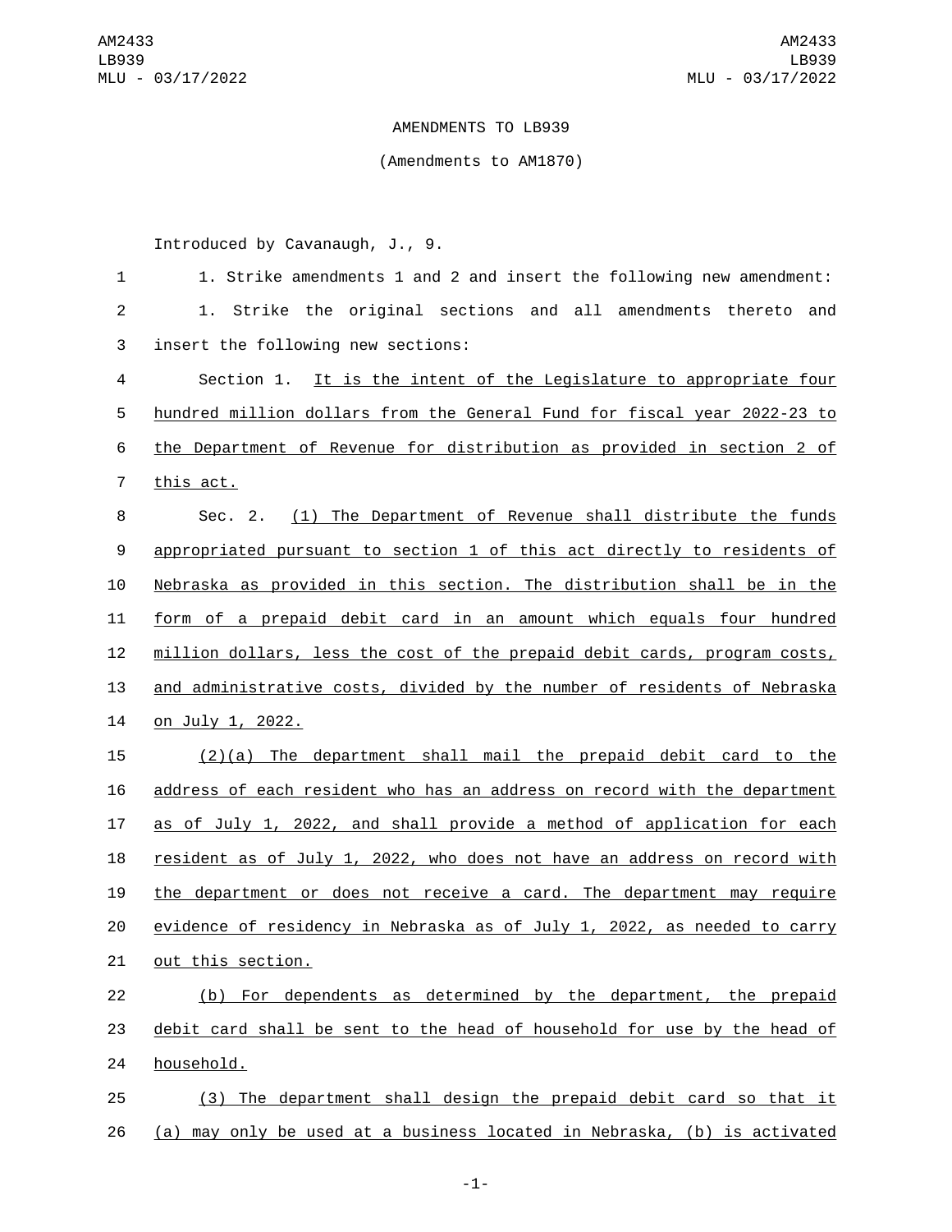AMENDMENTS TO LB939

(Amendments to AM1870)

Introduced by Cavanaugh, J., 9.

1. Strike amendments 1 and 2 and insert the following new amendment:

1. Strike the original sections and all amendments thereto and insert the following new sections:

Section 1. It is the intent of the Legislature to appropriate four hundred million dollars from the General Fund for fiscal year 2022-23 to the Department of Revenue for distribution as provided in section 2 of this act.

Sec. 2. (1) The Department of Revenue shall distribute the funds appropriated pursuant to section 1 of this act directly to residents of Nebraska as provided in this section. The distribution shall be in the form of a prepaid debit card in an amount which equals four hundred million dollars, less the cost of the prepaid debit cards, program costs, and administrative costs, divided by the number of residents of Nebraska on July 1, 2022.

(2)(a) The department shall mail the prepaid debit card to the address of each resident who has an address on record with the department as of July 1, 2022, and shall provide a method of application for each resident as of July 1, 2022, who does not have an address on record with the department or does not receive a card. The department may require evidence of residency in Nebraska as of July 1, 2022, as needed to carry out this section.

(b) For dependents as determined by the department, the prepaid debit card shall be sent to the head of household for use by the head of household.

(3) The department shall design the prepaid debit card so that it (a) may only be used at a business located in Nebraska, (b) is activated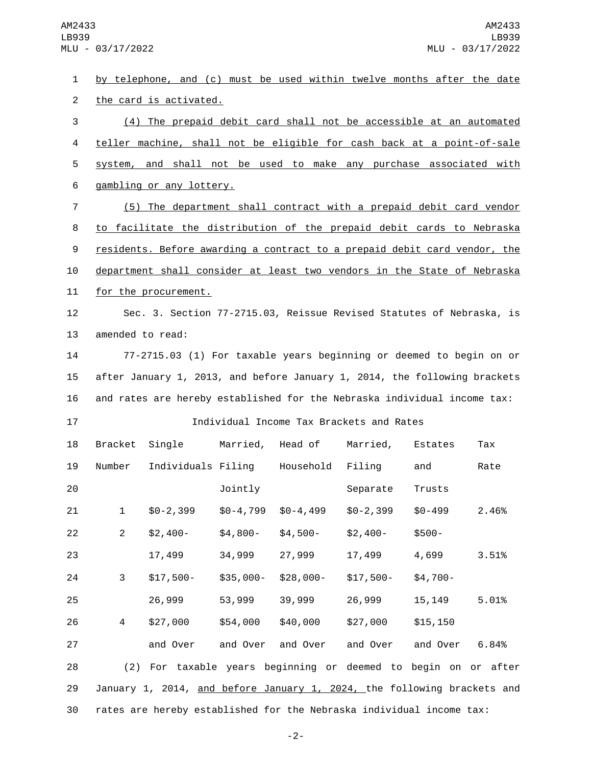by telephone, and (c) must be used within twelve months after the date the card is activated.

(4) The prepaid debit card shall not be accessible at an automated teller machine, shall not be eligible for cash back at a point-of-sale system, and shall not be used to make any purchase associated with gambling or any lottery.

(5) The department shall contract with a prepaid debit card vendor to facilitate the distribution of the prepaid debit cards to Nebraska residents. Before awarding a contract to a prepaid debit card vendor, the department shall consider at least two vendors in the State of Nebraska for the procurement.

Sec. 3. Section 77-2715.03, Reissue Revised Statutes of Nebraska, is amended to read:

77-2715.03 (1) For taxable years beginning or deemed to begin on or after January 1, 2013, and before January 1, 2014, the following brackets and rates are hereby established for the Nebraska individual income tax:

Individual Income Tax Brackets and Rates

| Bracket Number | Single Individuals | Married, Filing Jointly | Head of Household | Married, Filing Separate | Estates and Trusts | Tax Rate |
|---|---|---|---|---|---|---|
| 1 | $0-2,399 | $0-4,799 | $0-4,499 | $0-2,399 | $0-499 | 2.46% |
| 2 | $2,400-17,499 | $4,800-34,999 | $4,500-27,999 | $2,400-17,499 | $500-4,699 | 3.51% |
| 3 | $17,500-26,999 | $35,000-53,999 | $28,000-39,999 | $17,500-26,999 | $4,700-15,149 | 5.01% |
| 4 | $27,000 and Over | $54,000 and Over | $40,000 and Over | $27,000 and Over | $15,150 and Over | 6.84% |

(2) For taxable years beginning or deemed to begin on or after January 1, 2014, and before January 1, 2024, the following brackets and rates are hereby established for the Nebraska individual income tax: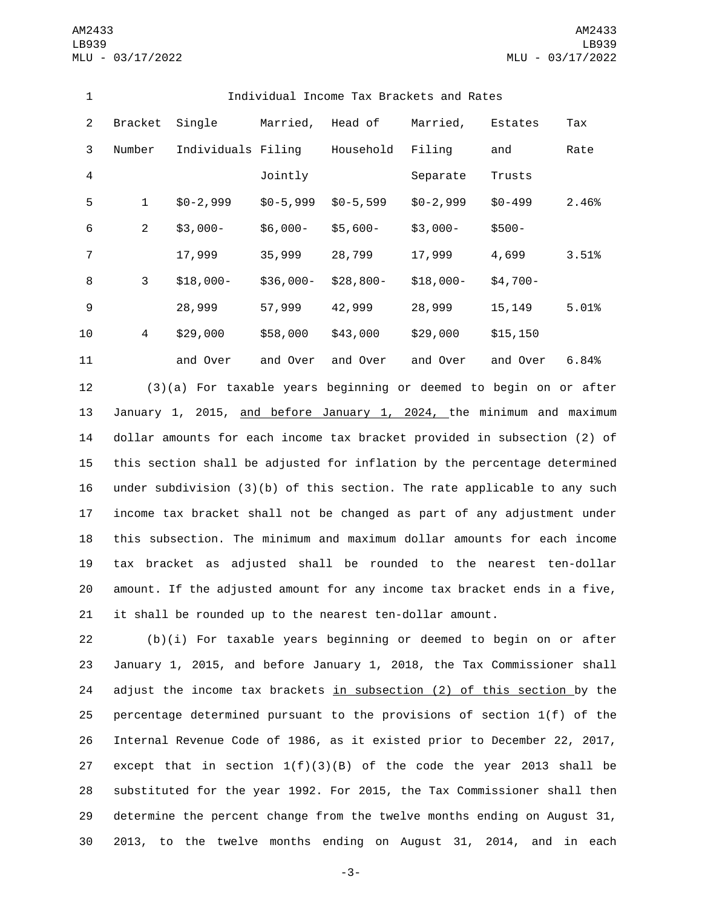Individual Income Tax Brackets and Rates

| Bracket Number | Single Individuals | Married, Filing Jointly | Head of Household | Married, Filing Separate | Estates and Trusts | Tax Rate |
|---|---|---|---|---|---|---|
| 1 | $0-2,999 | $0-5,999 | $0-5,599 | $0-2,999 | $0-499 | 2.46% |
| 2 | $3,000-17,999 | $6,000-35,999 | $5,600-28,799 | $3,000-17,999 | $500-4,699 | 3.51% |
| 3 | $18,000-28,999 | $36,000-57,999 | $28,800-42,999 | $18,000-28,999 | $4,700-15,149 | 5.01% |
| 4 | $29,000 and Over | $58,000 and Over | $43,000 and Over | $29,000 and Over | $15,150 and Over | 6.84% |

(3)(a) For taxable years beginning or deemed to begin on or after January 1, 2015, and before January 1, 2024, the minimum and maximum dollar amounts for each income tax bracket provided in subsection (2) of this section shall be adjusted for inflation by the percentage determined under subdivision (3)(b) of this section. The rate applicable to any such income tax bracket shall not be changed as part of any adjustment under this subsection. The minimum and maximum dollar amounts for each income tax bracket as adjusted shall be rounded to the nearest ten-dollar amount. If the adjusted amount for any income tax bracket ends in a five, it shall be rounded up to the nearest ten-dollar amount.

(b)(i) For taxable years beginning or deemed to begin on or after January 1, 2015, and before January 1, 2018, the Tax Commissioner shall adjust the income tax brackets in subsection (2) of this section by the percentage determined pursuant to the provisions of section 1(f) of the Internal Revenue Code of 1986, as it existed prior to December 22, 2017, except that in section 1(f)(3)(B) of the code the year 2013 shall be substituted for the year 1992. For 2015, the Tax Commissioner shall then determine the percent change from the twelve months ending on August 31, 2013, to the twelve months ending on August 31, 2014, and in each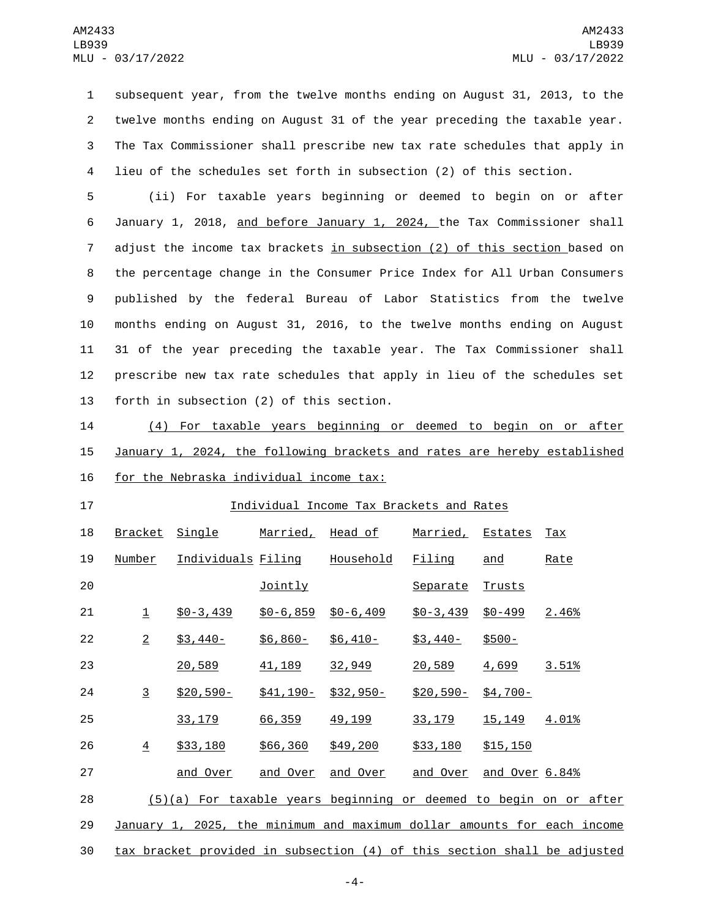subsequent year, from the twelve months ending on August 31, 2013, to the twelve months ending on August 31 of the year preceding the taxable year. The Tax Commissioner shall prescribe new tax rate schedules that apply in lieu of the schedules set forth in subsection (2) of this section.

(ii) For taxable years beginning or deemed to begin on or after January 1, 2018, and before January 1, 2024, the Tax Commissioner shall adjust the income tax brackets in subsection (2) of this section based on the percentage change in the Consumer Price Index for All Urban Consumers published by the federal Bureau of Labor Statistics from the twelve months ending on August 31, 2016, to the twelve months ending on August 31 of the year preceding the taxable year. The Tax Commissioner shall prescribe new tax rate schedules that apply in lieu of the schedules set forth in subsection (2) of this section.

(4) For taxable years beginning or deemed to begin on or after January 1, 2024, the following brackets and rates are hereby established for the Nebraska individual income tax:

Individual Income Tax Brackets and Rates

| Bracket Number | Single Individuals | Married, Filing Jointly | Head of Household | Married, Filing Separate | Estates and Trusts | Tax Rate |
|---|---|---|---|---|---|---|
| 1 | $0-3,439 | $0-6,859 | $0-6,409 | $0-3,439 | $0-499 | 2.46% |
| 2 | $3,440-20,589 | $6,860-41,189 | $6,410-32,949 | $3,440-20,589 | $500-4,699 | 3.51% |
| 3 | $20,590-33,179 | $41,190-66,359 | $32,950-49,199 | $20,590-33,179 | $4,700-15,149 | 4.01% |
| 4 | $33,180 and Over | $66,360 and Over | $49,200 and Over | $33,180 and Over | $15,150 and Over | 6.84% |

(5)(a) For taxable years beginning or deemed to begin on or after January 1, 2025, the minimum and maximum dollar amounts for each income tax bracket provided in subsection (4) of this section shall be adjusted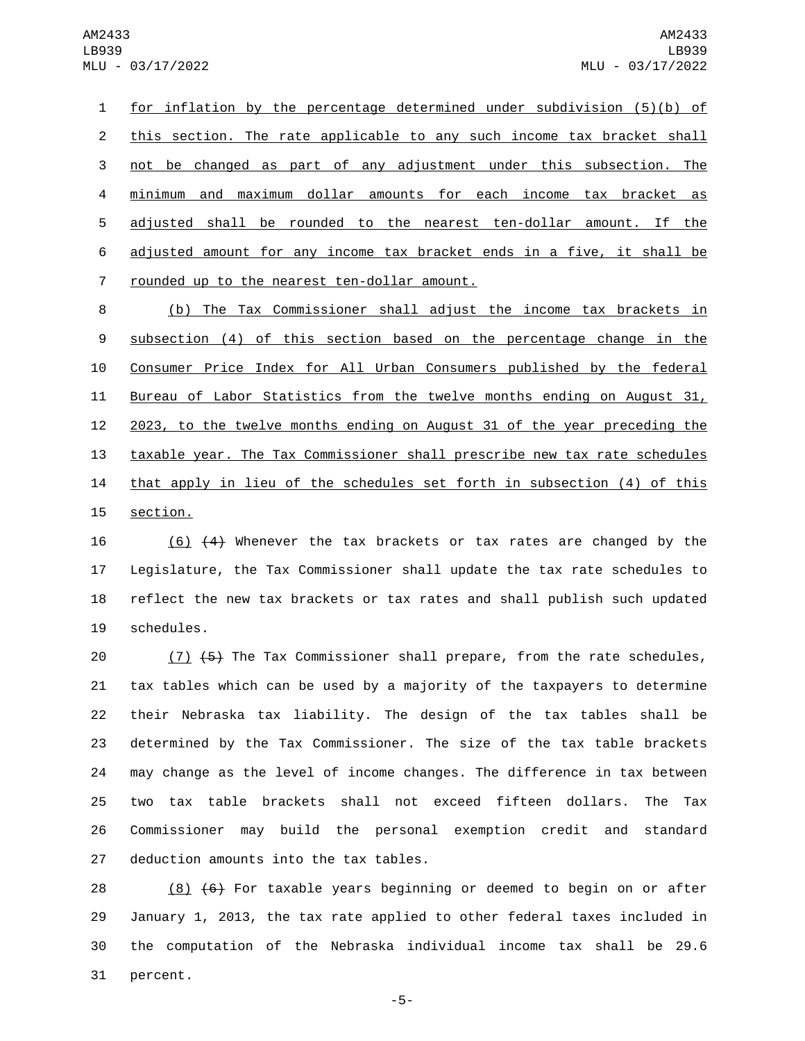for inflation by the percentage determined under subdivision (5)(b) of this section. The rate applicable to any such income tax bracket shall not be changed as part of any adjustment under this subsection. The minimum and maximum dollar amounts for each income tax bracket as adjusted shall be rounded to the nearest ten-dollar amount. If the adjusted amount for any income tax bracket ends in a five, it shall be rounded up to the nearest ten-dollar amount.

(b) The Tax Commissioner shall adjust the income tax brackets in subsection (4) of this section based on the percentage change in the Consumer Price Index for All Urban Consumers published by the federal Bureau of Labor Statistics from the twelve months ending on August 31, 2023, to the twelve months ending on August 31 of the year preceding the taxable year. The Tax Commissioner shall prescribe new tax rate schedules that apply in lieu of the schedules set forth in subsection (4) of this section.

(6) ~~(4)~~ Whenever the tax brackets or tax rates are changed by the Legislature, the Tax Commissioner shall update the tax rate schedules to reflect the new tax brackets or tax rates and shall publish such updated schedules.

(7) ~~(5)~~ The Tax Commissioner shall prepare, from the rate schedules, tax tables which can be used by a majority of the taxpayers to determine their Nebraska tax liability. The design of the tax tables shall be determined by the Tax Commissioner. The size of the tax table brackets may change as the level of income changes. The difference in tax between two tax table brackets shall not exceed fifteen dollars. The Tax Commissioner may build the personal exemption credit and standard deduction amounts into the tax tables.

(8) ~~(6)~~ For taxable years beginning or deemed to begin on or after January 1, 2013, the tax rate applied to other federal taxes included in the computation of the Nebraska individual income tax shall be 29.6 percent.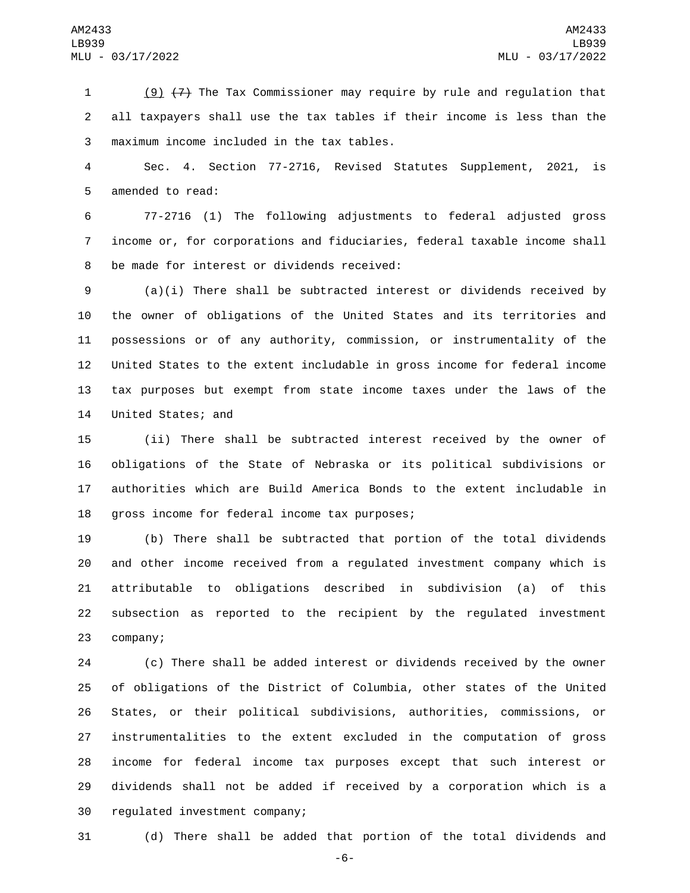(9) ~~(7)~~ The Tax Commissioner may require by rule and regulation that all taxpayers shall use the tax tables if their income is less than the maximum income included in the tax tables.

Sec. 4. Section 77-2716, Revised Statutes Supplement, 2021, is amended to read:

77-2716 (1) The following adjustments to federal adjusted gross income or, for corporations and fiduciaries, federal taxable income shall be made for interest or dividends received:

(a)(i) There shall be subtracted interest or dividends received by the owner of obligations of the United States and its territories and possessions or of any authority, commission, or instrumentality of the United States to the extent includable in gross income for federal income tax purposes but exempt from state income taxes under the laws of the United States; and

(ii) There shall be subtracted interest received by the owner of obligations of the State of Nebraska or its political subdivisions or authorities which are Build America Bonds to the extent includable in gross income for federal income tax purposes;

(b) There shall be subtracted that portion of the total dividends and other income received from a regulated investment company which is attributable to obligations described in subdivision (a) of this subsection as reported to the recipient by the regulated investment company;

(c) There shall be added interest or dividends received by the owner of obligations of the District of Columbia, other states of the United States, or their political subdivisions, authorities, commissions, or instrumentalities to the extent excluded in the computation of gross income for federal income tax purposes except that such interest or dividends shall not be added if received by a corporation which is a regulated investment company;

(d) There shall be added that portion of the total dividends and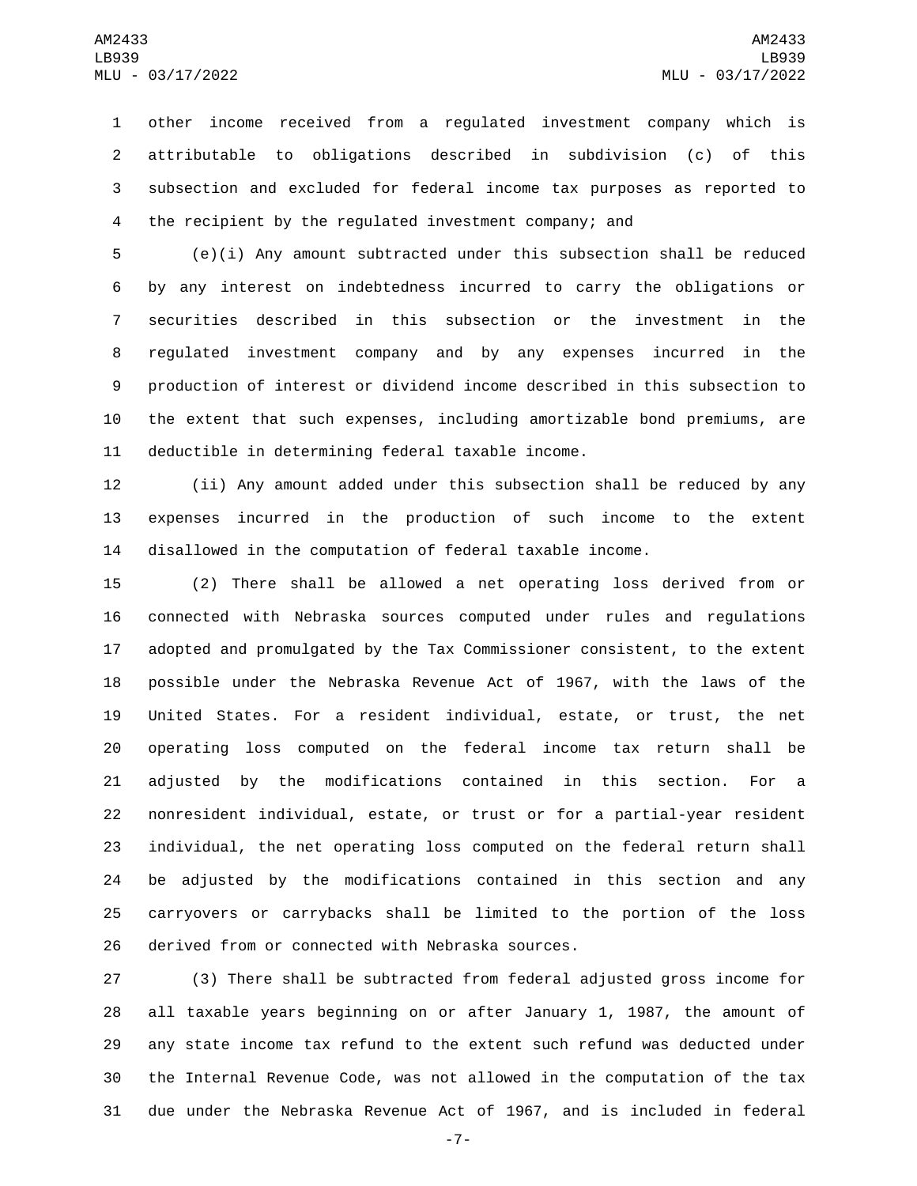other income received from a regulated investment company which is attributable to obligations described in subdivision (c) of this subsection and excluded for federal income tax purposes as reported to the recipient by the regulated investment company; and

(e)(i) Any amount subtracted under this subsection shall be reduced by any interest on indebtedness incurred to carry the obligations or securities described in this subsection or the investment in the regulated investment company and by any expenses incurred in the production of interest or dividend income described in this subsection to the extent that such expenses, including amortizable bond premiums, are deductible in determining federal taxable income.

(ii) Any amount added under this subsection shall be reduced by any expenses incurred in the production of such income to the extent disallowed in the computation of federal taxable income.

(2) There shall be allowed a net operating loss derived from or connected with Nebraska sources computed under rules and regulations adopted and promulgated by the Tax Commissioner consistent, to the extent possible under the Nebraska Revenue Act of 1967, with the laws of the United States. For a resident individual, estate, or trust, the net operating loss computed on the federal income tax return shall be adjusted by the modifications contained in this section. For a nonresident individual, estate, or trust or for a partial-year resident individual, the net operating loss computed on the federal return shall be adjusted by the modifications contained in this section and any carryovers or carrybacks shall be limited to the portion of the loss derived from or connected with Nebraska sources.

(3) There shall be subtracted from federal adjusted gross income for all taxable years beginning on or after January 1, 1987, the amount of any state income tax refund to the extent such refund was deducted under the Internal Revenue Code, was not allowed in the computation of the tax due under the Nebraska Revenue Act of 1967, and is included in federal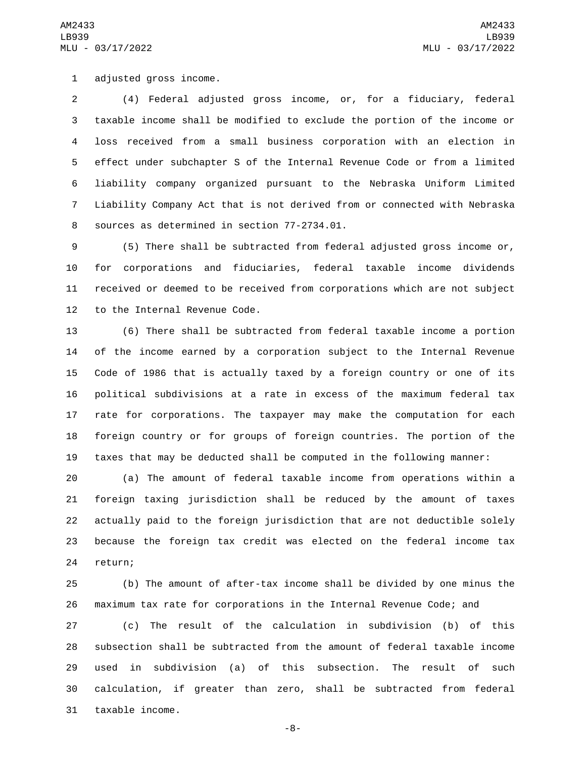adjusted gross income.

(4) Federal adjusted gross income, or, for a fiduciary, federal taxable income shall be modified to exclude the portion of the income or loss received from a small business corporation with an election in effect under subchapter S of the Internal Revenue Code or from a limited liability company organized pursuant to the Nebraska Uniform Limited Liability Company Act that is not derived from or connected with Nebraska sources as determined in section 77-2734.01.

(5) There shall be subtracted from federal adjusted gross income or, for corporations and fiduciaries, federal taxable income dividends received or deemed to be received from corporations which are not subject to the Internal Revenue Code.

(6) There shall be subtracted from federal taxable income a portion of the income earned by a corporation subject to the Internal Revenue Code of 1986 that is actually taxed by a foreign country or one of its political subdivisions at a rate in excess of the maximum federal tax rate for corporations. The taxpayer may make the computation for each foreign country or for groups of foreign countries. The portion of the taxes that may be deducted shall be computed in the following manner:

(a) The amount of federal taxable income from operations within a foreign taxing jurisdiction shall be reduced by the amount of taxes actually paid to the foreign jurisdiction that are not deductible solely because the foreign tax credit was elected on the federal income tax return;

(b) The amount of after-tax income shall be divided by one minus the maximum tax rate for corporations in the Internal Revenue Code; and

(c) The result of the calculation in subdivision (b) of this subsection shall be subtracted from the amount of federal taxable income used in subdivision (a) of this subsection. The result of such calculation, if greater than zero, shall be subtracted from federal taxable income.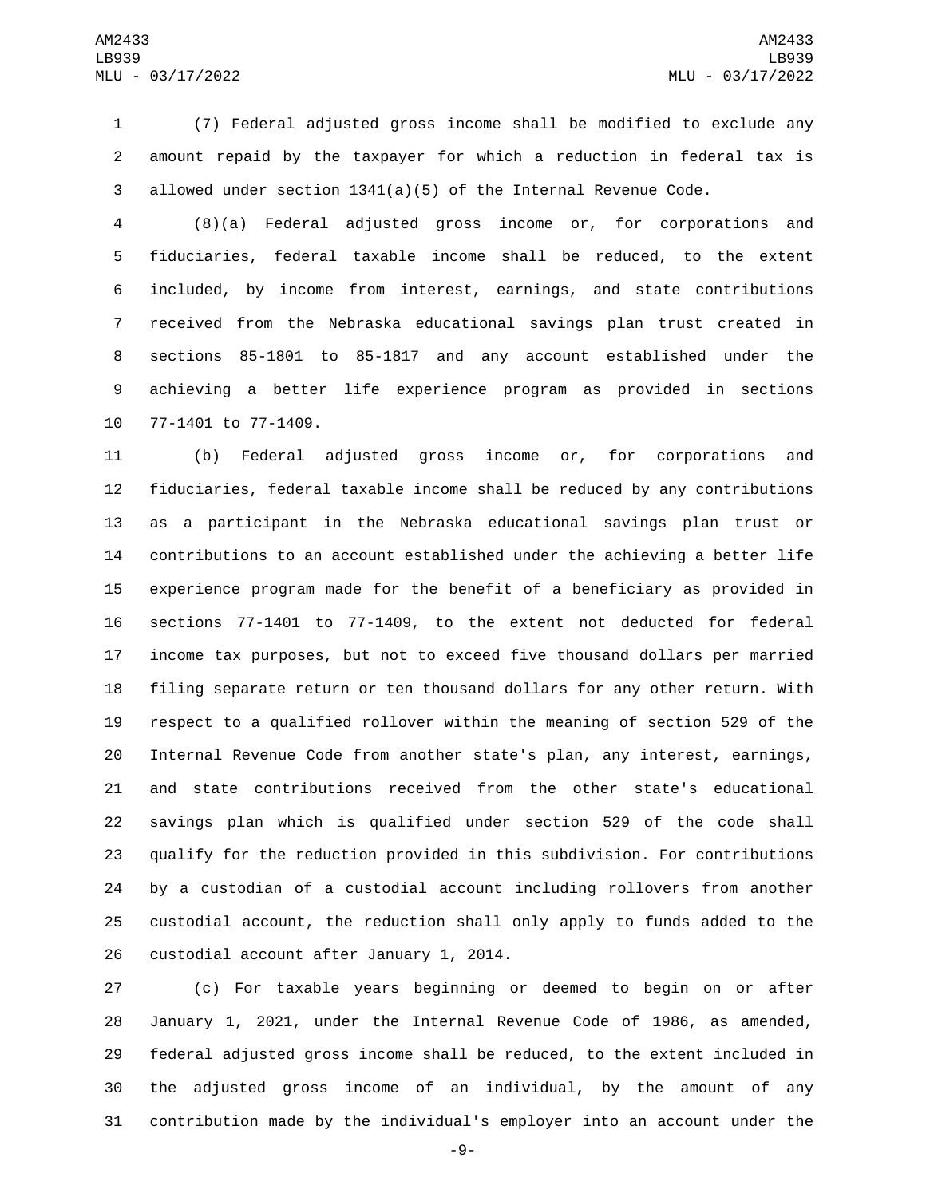(7) Federal adjusted gross income shall be modified to exclude any amount repaid by the taxpayer for which a reduction in federal tax is allowed under section 1341(a)(5) of the Internal Revenue Code.

(8)(a) Federal adjusted gross income or, for corporations and fiduciaries, federal taxable income shall be reduced, to the extent included, by income from interest, earnings, and state contributions received from the Nebraska educational savings plan trust created in sections 85-1801 to 85-1817 and any account established under the achieving a better life experience program as provided in sections 77-1401 to 77-1409.

(b) Federal adjusted gross income or, for corporations and fiduciaries, federal taxable income shall be reduced by any contributions as a participant in the Nebraska educational savings plan trust or contributions to an account established under the achieving a better life experience program made for the benefit of a beneficiary as provided in sections 77-1401 to 77-1409, to the extent not deducted for federal income tax purposes, but not to exceed five thousand dollars per married filing separate return or ten thousand dollars for any other return. With respect to a qualified rollover within the meaning of section 529 of the Internal Revenue Code from another state's plan, any interest, earnings, and state contributions received from the other state's educational savings plan which is qualified under section 529 of the code shall qualify for the reduction provided in this subdivision. For contributions by a custodian of a custodial account including rollovers from another custodial account, the reduction shall only apply to funds added to the custodial account after January 1, 2014.

(c) For taxable years beginning or deemed to begin on or after January 1, 2021, under the Internal Revenue Code of 1986, as amended, federal adjusted gross income shall be reduced, to the extent included in the adjusted gross income of an individual, by the amount of any contribution made by the individual's employer into an account under the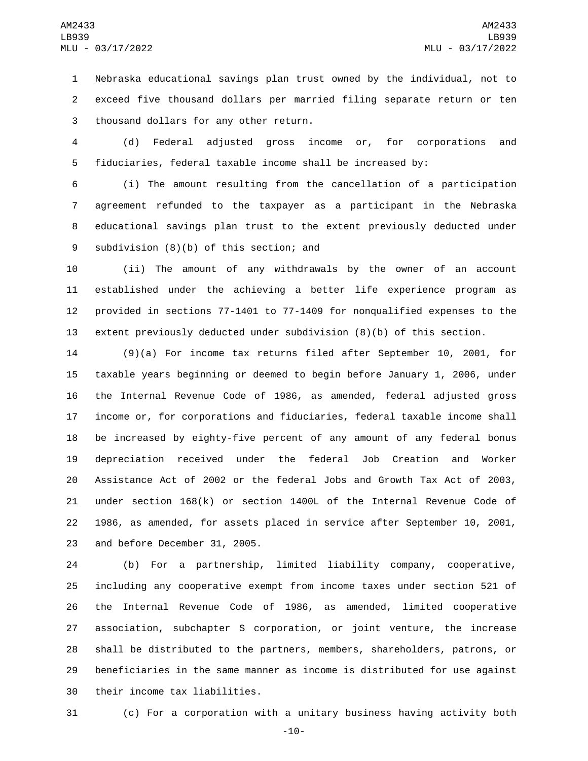Nebraska educational savings plan trust owned by the individual, not to exceed five thousand dollars per married filing separate return or ten thousand dollars for any other return.

(d) Federal adjusted gross income or, for corporations and fiduciaries, federal taxable income shall be increased by:

(i) The amount resulting from the cancellation of a participation agreement refunded to the taxpayer as a participant in the Nebraska educational savings plan trust to the extent previously deducted under subdivision (8)(b) of this section; and

(ii) The amount of any withdrawals by the owner of an account established under the achieving a better life experience program as provided in sections 77-1401 to 77-1409 for nonqualified expenses to the extent previously deducted under subdivision (8)(b) of this section.

(9)(a) For income tax returns filed after September 10, 2001, for taxable years beginning or deemed to begin before January 1, 2006, under the Internal Revenue Code of 1986, as amended, federal adjusted gross income or, for corporations and fiduciaries, federal taxable income shall be increased by eighty-five percent of any amount of any federal bonus depreciation received under the federal Job Creation and Worker Assistance Act of 2002 or the federal Jobs and Growth Tax Act of 2003, under section 168(k) or section 1400L of the Internal Revenue Code of 1986, as amended, for assets placed in service after September 10, 2001, and before December 31, 2005.

(b) For a partnership, limited liability company, cooperative, including any cooperative exempt from income taxes under section 521 of the Internal Revenue Code of 1986, as amended, limited cooperative association, subchapter S corporation, or joint venture, the increase shall be distributed to the partners, members, shareholders, patrons, or beneficiaries in the same manner as income is distributed for use against their income tax liabilities.

(c) For a corporation with a unitary business having activity both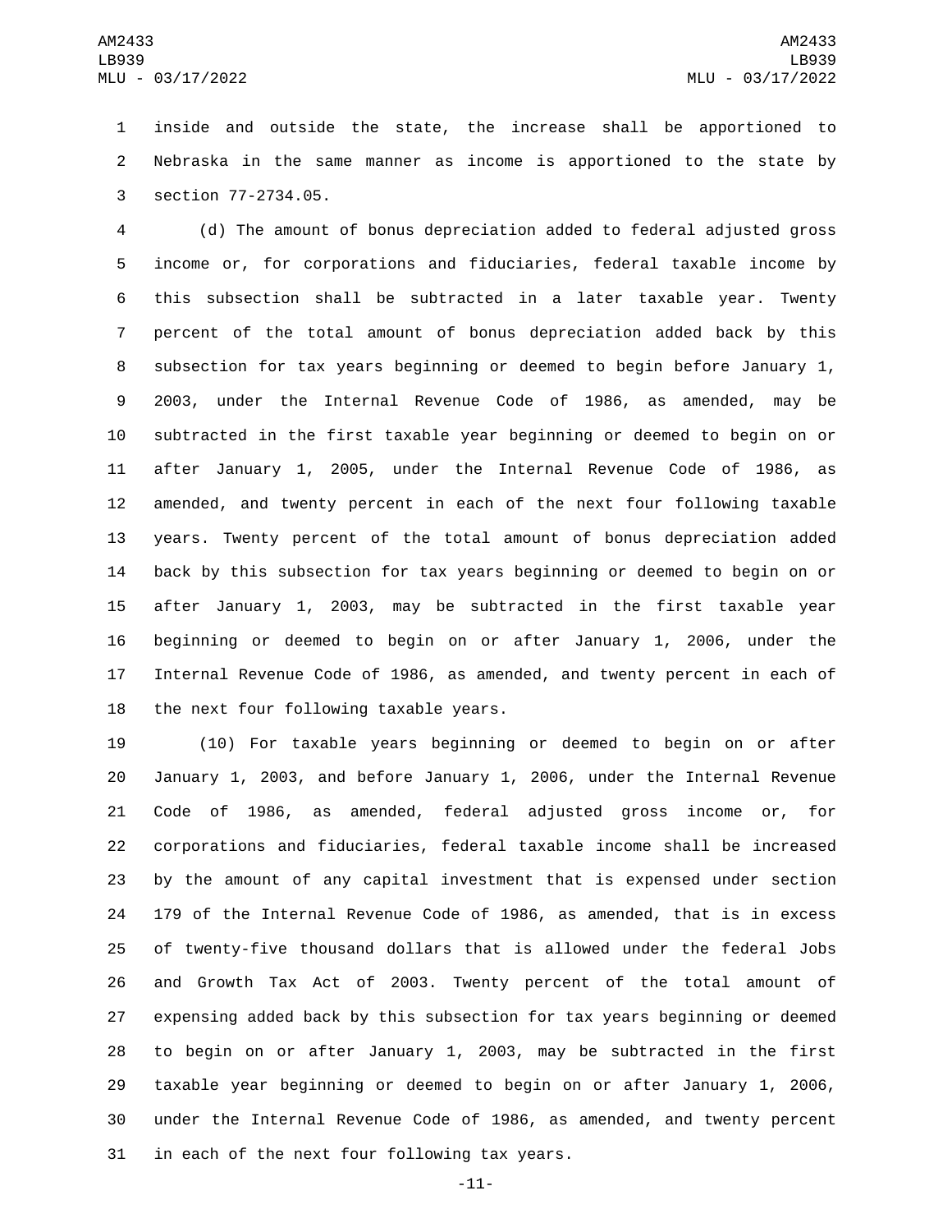inside and outside the state, the increase shall be apportioned to Nebraska in the same manner as income is apportioned to the state by section 77-2734.05.

(d) The amount of bonus depreciation added to federal adjusted gross income or, for corporations and fiduciaries, federal taxable income by this subsection shall be subtracted in a later taxable year. Twenty percent of the total amount of bonus depreciation added back by this subsection for tax years beginning or deemed to begin before January 1, 2003, under the Internal Revenue Code of 1986, as amended, may be subtracted in the first taxable year beginning or deemed to begin on or after January 1, 2005, under the Internal Revenue Code of 1986, as amended, and twenty percent in each of the next four following taxable years. Twenty percent of the total amount of bonus depreciation added back by this subsection for tax years beginning or deemed to begin on or after January 1, 2003, may be subtracted in the first taxable year beginning or deemed to begin on or after January 1, 2006, under the Internal Revenue Code of 1986, as amended, and twenty percent in each of the next four following taxable years.

(10) For taxable years beginning or deemed to begin on or after January 1, 2003, and before January 1, 2006, under the Internal Revenue Code of 1986, as amended, federal adjusted gross income or, for corporations and fiduciaries, federal taxable income shall be increased by the amount of any capital investment that is expensed under section 179 of the Internal Revenue Code of 1986, as amended, that is in excess of twenty-five thousand dollars that is allowed under the federal Jobs and Growth Tax Act of 2003. Twenty percent of the total amount of expensing added back by this subsection for tax years beginning or deemed to begin on or after January 1, 2003, may be subtracted in the first taxable year beginning or deemed to begin on or after January 1, 2006, under the Internal Revenue Code of 1986, as amended, and twenty percent in each of the next four following tax years.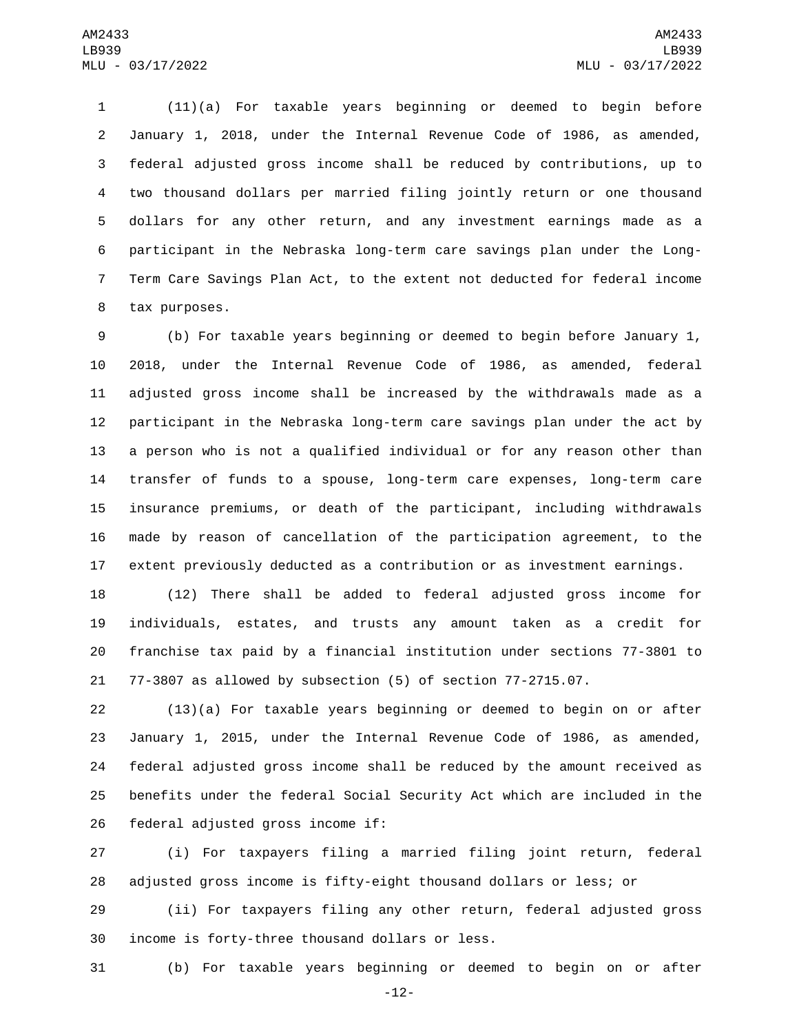(11)(a) For taxable years beginning or deemed to begin before January 1, 2018, under the Internal Revenue Code of 1986, as amended, federal adjusted gross income shall be reduced by contributions, up to two thousand dollars per married filing jointly return or one thousand dollars for any other return, and any investment earnings made as a participant in the Nebraska long-term care savings plan under the Long-Term Care Savings Plan Act, to the extent not deducted for federal income tax purposes.

(b) For taxable years beginning or deemed to begin before January 1, 2018, under the Internal Revenue Code of 1986, as amended, federal adjusted gross income shall be increased by the withdrawals made as a participant in the Nebraska long-term care savings plan under the act by a person who is not a qualified individual or for any reason other than transfer of funds to a spouse, long-term care expenses, long-term care insurance premiums, or death of the participant, including withdrawals made by reason of cancellation of the participation agreement, to the extent previously deducted as a contribution or as investment earnings.

(12) There shall be added to federal adjusted gross income for individuals, estates, and trusts any amount taken as a credit for franchise tax paid by a financial institution under sections 77-3801 to 77-3807 as allowed by subsection (5) of section 77-2715.07.

(13)(a) For taxable years beginning or deemed to begin on or after January 1, 2015, under the Internal Revenue Code of 1986, as amended, federal adjusted gross income shall be reduced by the amount received as benefits under the federal Social Security Act which are included in the federal adjusted gross income if:

(i) For taxpayers filing a married filing joint return, federal adjusted gross income is fifty-eight thousand dollars or less; or

(ii) For taxpayers filing any other return, federal adjusted gross income is forty-three thousand dollars or less.

(b) For taxable years beginning or deemed to begin on or after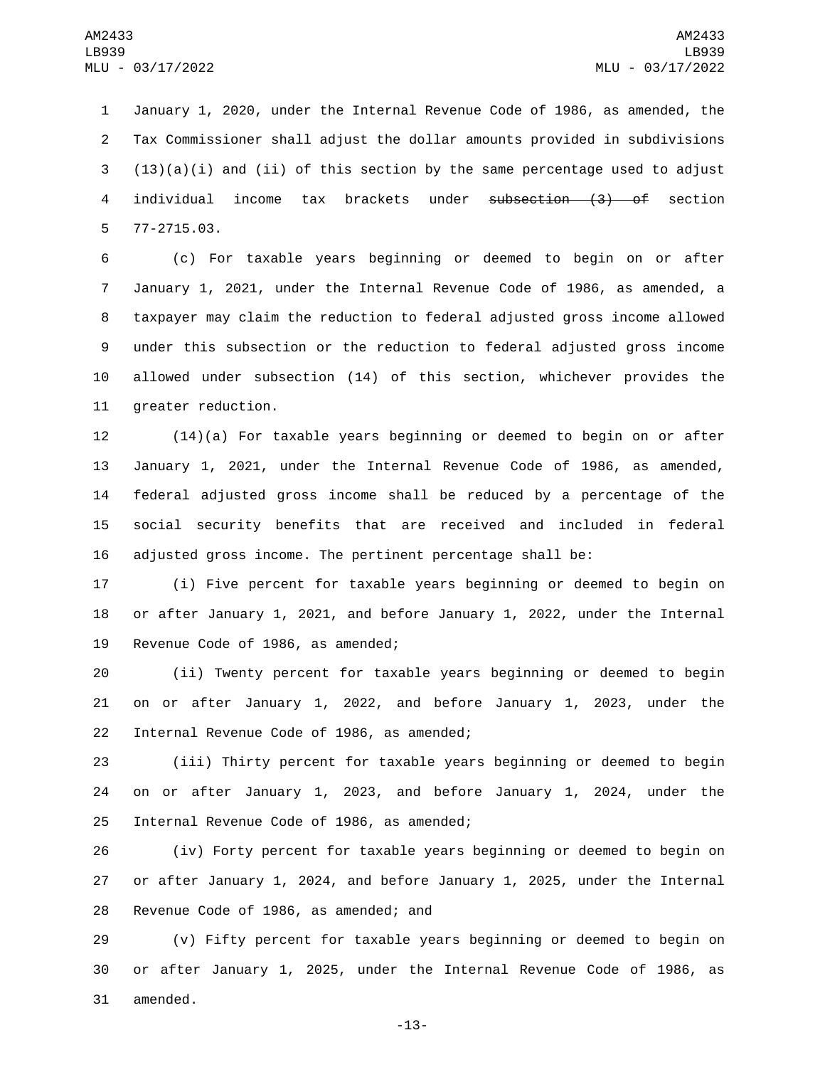January 1, 2020, under the Internal Revenue Code of 1986, as amended, the Tax Commissioner shall adjust the dollar amounts provided in subdivisions (13)(a)(i) and (ii) of this section by the same percentage used to adjust individual income tax brackets under ~~subsection (3) of~~ section 77-2715.03.

(c) For taxable years beginning or deemed to begin on or after January 1, 2021, under the Internal Revenue Code of 1986, as amended, a taxpayer may claim the reduction to federal adjusted gross income allowed under this subsection or the reduction to federal adjusted gross income allowed under subsection (14) of this section, whichever provides the greater reduction.

(14)(a) For taxable years beginning or deemed to begin on or after January 1, 2021, under the Internal Revenue Code of 1986, as amended, federal adjusted gross income shall be reduced by a percentage of the social security benefits that are received and included in federal adjusted gross income. The pertinent percentage shall be:

(i) Five percent for taxable years beginning or deemed to begin on or after January 1, 2021, and before January 1, 2022, under the Internal Revenue Code of 1986, as amended;

(ii) Twenty percent for taxable years beginning or deemed to begin on or after January 1, 2022, and before January 1, 2023, under the Internal Revenue Code of 1986, as amended;

(iii) Thirty percent for taxable years beginning or deemed to begin on or after January 1, 2023, and before January 1, 2024, under the Internal Revenue Code of 1986, as amended;

(iv) Forty percent for taxable years beginning or deemed to begin on or after January 1, 2024, and before January 1, 2025, under the Internal Revenue Code of 1986, as amended; and

(v) Fifty percent for taxable years beginning or deemed to begin on or after January 1, 2025, under the Internal Revenue Code of 1986, as amended.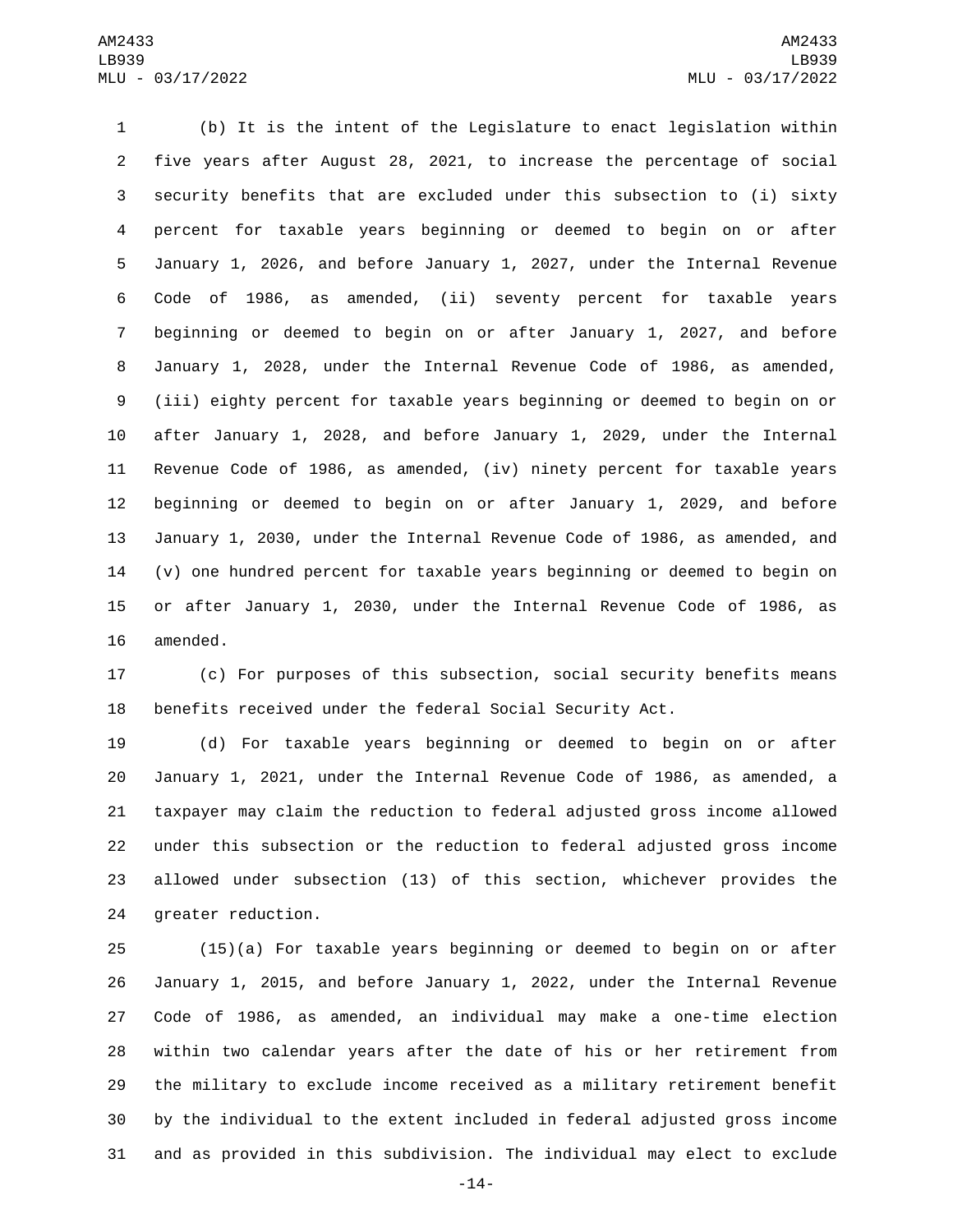(b) It is the intent of the Legislature to enact legislation within five years after August 28, 2021, to increase the percentage of social security benefits that are excluded under this subsection to (i) sixty percent for taxable years beginning or deemed to begin on or after January 1, 2026, and before January 1, 2027, under the Internal Revenue Code of 1986, as amended, (ii) seventy percent for taxable years beginning or deemed to begin on or after January 1, 2027, and before January 1, 2028, under the Internal Revenue Code of 1986, as amended, (iii) eighty percent for taxable years beginning or deemed to begin on or after January 1, 2028, and before January 1, 2029, under the Internal Revenue Code of 1986, as amended, (iv) ninety percent for taxable years beginning or deemed to begin on or after January 1, 2029, and before January 1, 2030, under the Internal Revenue Code of 1986, as amended, and (v) one hundred percent for taxable years beginning or deemed to begin on or after January 1, 2030, under the Internal Revenue Code of 1986, as amended.

(c) For purposes of this subsection, social security benefits means benefits received under the federal Social Security Act.

(d) For taxable years beginning or deemed to begin on or after January 1, 2021, under the Internal Revenue Code of 1986, as amended, a taxpayer may claim the reduction to federal adjusted gross income allowed under this subsection or the reduction to federal adjusted gross income allowed under subsection (13) of this section, whichever provides the greater reduction.

(15)(a) For taxable years beginning or deemed to begin on or after January 1, 2015, and before January 1, 2022, under the Internal Revenue Code of 1986, as amended, an individual may make a one-time election within two calendar years after the date of his or her retirement from the military to exclude income received as a military retirement benefit by the individual to the extent included in federal adjusted gross income and as provided in this subdivision. The individual may elect to exclude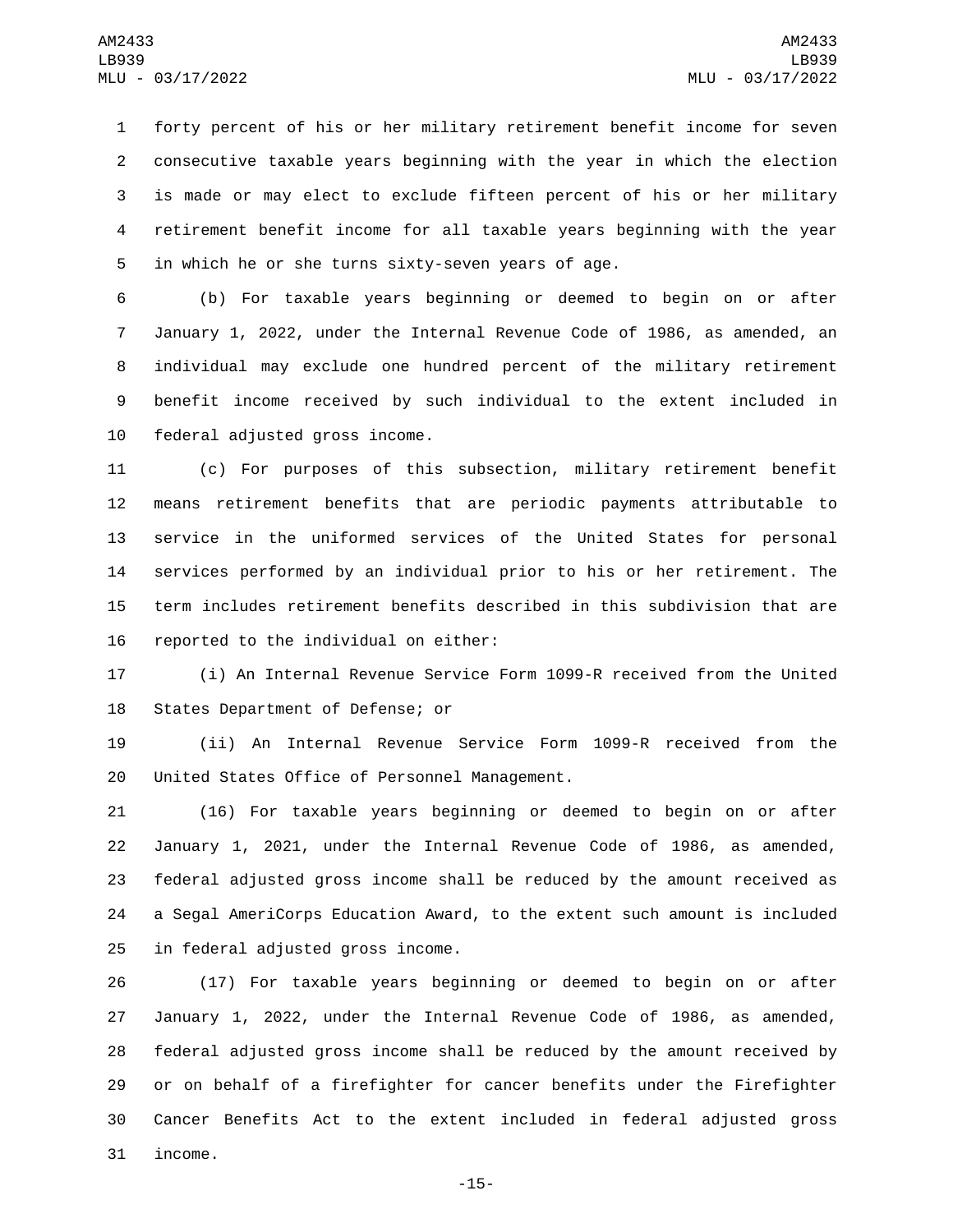forty percent of his or her military retirement benefit income for seven consecutive taxable years beginning with the year in which the election is made or may elect to exclude fifteen percent of his or her military retirement benefit income for all taxable years beginning with the year in which he or she turns sixty-seven years of age.

(b) For taxable years beginning or deemed to begin on or after January 1, 2022, under the Internal Revenue Code of 1986, as amended, an individual may exclude one hundred percent of the military retirement benefit income received by such individual to the extent included in federal adjusted gross income.

(c) For purposes of this subsection, military retirement benefit means retirement benefits that are periodic payments attributable to service in the uniformed services of the United States for personal services performed by an individual prior to his or her retirement. The term includes retirement benefits described in this subdivision that are reported to the individual on either:

(i) An Internal Revenue Service Form 1099-R received from the United States Department of Defense; or

(ii) An Internal Revenue Service Form 1099-R received from the United States Office of Personnel Management.

(16) For taxable years beginning or deemed to begin on or after January 1, 2021, under the Internal Revenue Code of 1986, as amended, federal adjusted gross income shall be reduced by the amount received as a Segal AmeriCorps Education Award, to the extent such amount is included in federal adjusted gross income.

(17) For taxable years beginning or deemed to begin on or after January 1, 2022, under the Internal Revenue Code of 1986, as amended, federal adjusted gross income shall be reduced by the amount received by or on behalf of a firefighter for cancer benefits under the Firefighter Cancer Benefits Act to the extent included in federal adjusted gross income.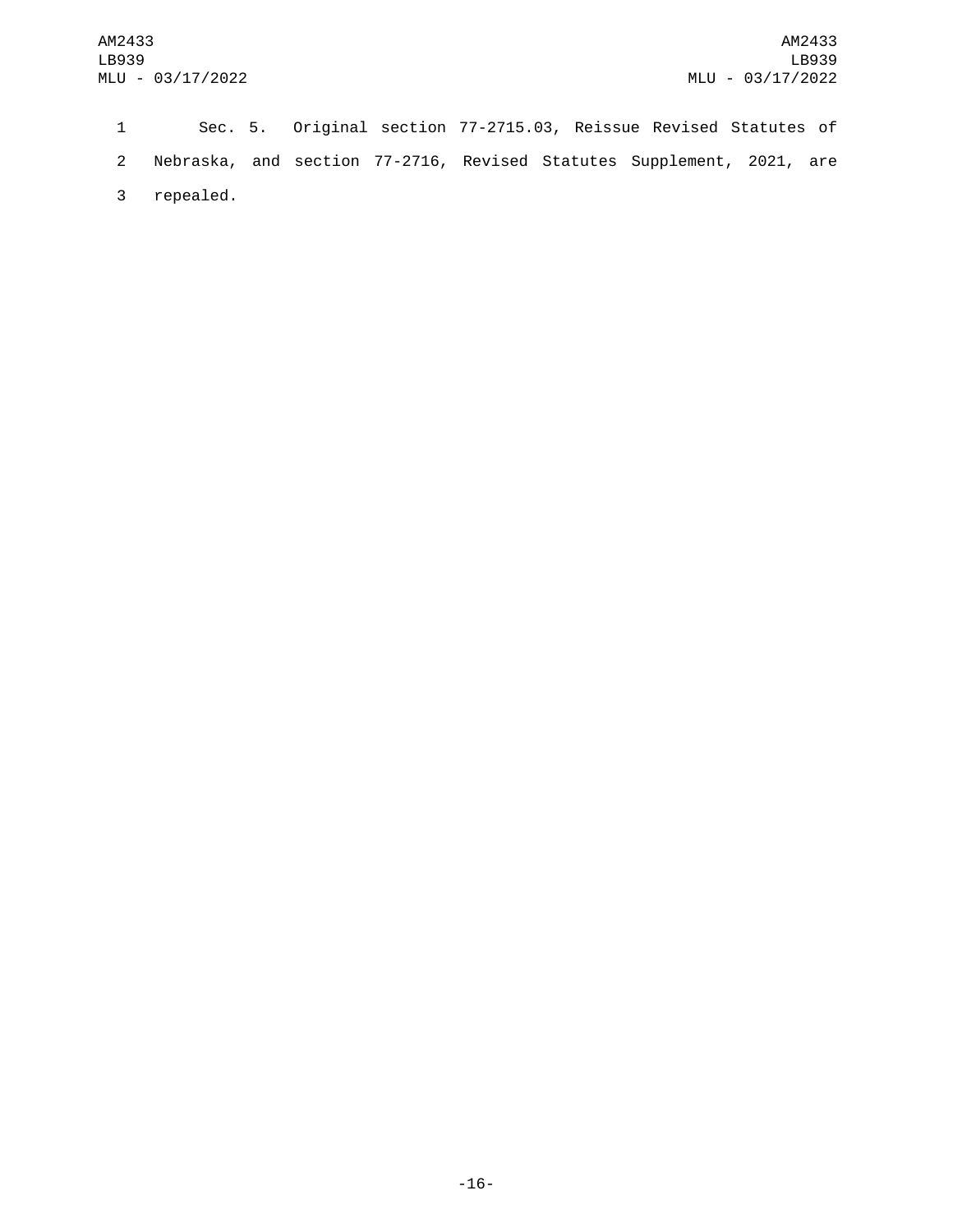Sec. 5. Original section 77-2715.03, Reissue Revised Statutes of Nebraska, and section 77-2716, Revised Statutes Supplement, 2021, are repealed.